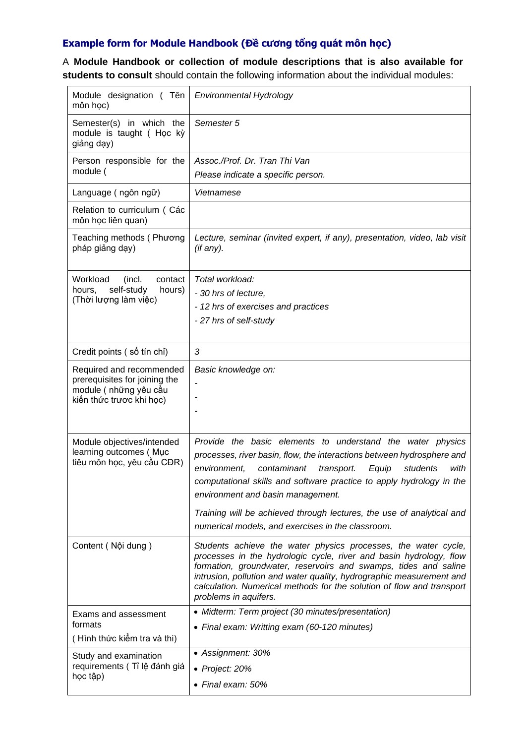### Example form for Module Handbook (Đề cương tổng quát môn học)

A **Module Handbook or collection of module descriptions that is also available for students to consult** should contain the following information about the individual modules:

| | |
|---|---|
| Module designation ( Tên môn học) | *Environmental Hydrology* |
| Semester(s) in which the module is taught ( Học kỳ giảng dạy) | *Semester 5* |
| Person responsible for the module ( | *Assoc./Prof. Dr. Tran Thi Van*<br>*Please indicate a specific person.* |
| Language ( ngôn ngữ) | *Vietnamese* |
| Relation to curriculum ( Các môn học liên quan) | |
| Teaching methods ( Phương pháp giảng dạy) | *Lecture, seminar (invited expert, if any), presentation, video, lab visit (if any).* |
| Workload (incl. contact hours, self-study hours) (Thời lượng làm việc) | *Total workload:*<br>*- 30 hrs of lecture,*<br>*- 12 hrs of exercises and practices*<br>*- 27 hrs of self-study* |
| Credit points ( số tín chỉ) | *3* |
| Required and recommended prerequisites for joining the module ( những yêu cầu kiến thức trước khi học) | *Basic knowledge on:*<br>*-*<br>*-*<br>*-* |
| Module objectives/intended learning outcomes ( Mục tiêu môn học, yêu cầu CĐR) | *Provide the basic elements to understand the water physics processes, river basin, flow, the interactions between hydrosphere and environment, contaminant transport. Equip students with computational skills and software practice to apply hydrology in the environment and basin management.*<br>*Training will be achieved through lectures, the use of analytical and numerical models, and exercises in the classroom.* |
| Content ( Nội dung ) | *Students achieve the water physics processes, the water cycle, processes in the hydrologic cycle, river and basin hydrology, flow formation, groundwater, reservoirs and swamps, tides and saline intrusion, pollution and water quality, hydrographic measurement and calculation. Numerical methods for the solution of flow and transport problems in aquifers.* |
| Exams and assessment formats ( Hình thức kiểm tra và thi) | • *Midterm: Term project (30 minutes/presentation)*<br>• *Final exam: Writting exam (60-120 minutes)* |
| Study and examination requirements ( Tỉ lệ đánh giá học tập) | • *Assignment: 30%*<br>• *Project: 20%*<br>• *Final exam: 50%* |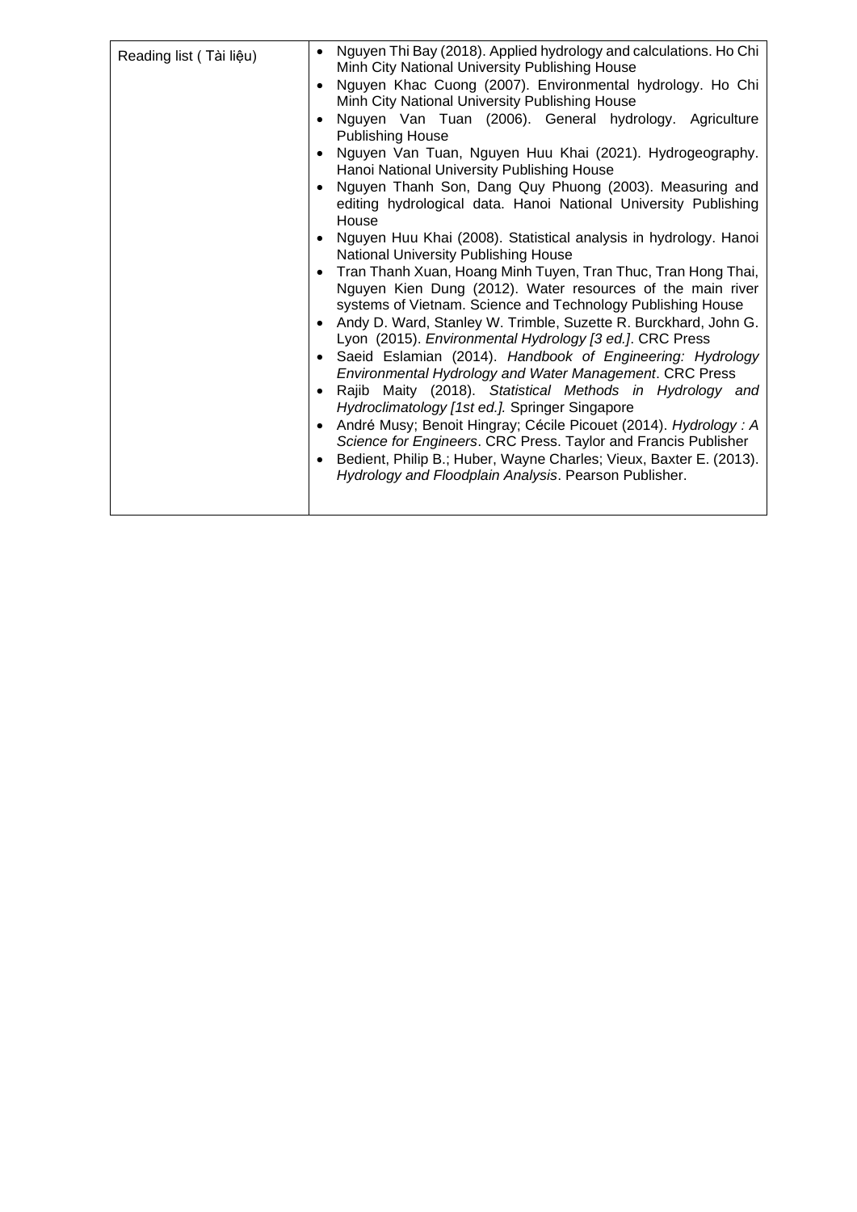| | |
|---|---|
| Reading list ( Tài liệu) | • Nguyen Thi Bay (2018). Applied hydrology and calculations. Ho Chi Minh City National University Publishing House<br>• Nguyen Khac Cuong (2007). Environmental hydrology. Ho Chi Minh City National University Publishing House<br>• Nguyen Van Tuan (2006). General hydrology. Agriculture Publishing House<br>• Nguyen Van Tuan, Nguyen Huu Khai (2021). Hydrogeography. Hanoi National University Publishing House<br>• Nguyen Thanh Son, Dang Quy Phuong (2003). Measuring and editing hydrological data. Hanoi National University Publishing House<br>• Nguyen Huu Khai (2008). Statistical analysis in hydrology. Hanoi National University Publishing House<br>• Tran Thanh Xuan, Hoang Minh Tuyen, Tran Thuc, Tran Hong Thai, Nguyen Kien Dung (2012). Water resources of the main river systems of Vietnam. Science and Technology Publishing House<br>• Andy D. Ward, Stanley W. Trimble, Suzette R. Burckhard, John G. Lyon (2015). *Environmental Hydrology [3 ed.]*. CRC Press<br>• Saeid Eslamian (2014). *Handbook of Engineering: Hydrology Environmental Hydrology and Water Management*. CRC Press<br>• Rajib Maity (2018). *Statistical Methods in Hydrology and Hydroclimatology [1st ed.].* Springer Singapore<br>• André Musy; Benoit Hingray; Cécile Picouet (2014). *Hydrology : A Science for Engineers*. CRC Press. Taylor and Francis Publisher<br>• Bedient, Philip B.; Huber, Wayne Charles; Vieux, Baxter E. (2013). *Hydrology and Floodplain Analysis*. Pearson Publisher. |